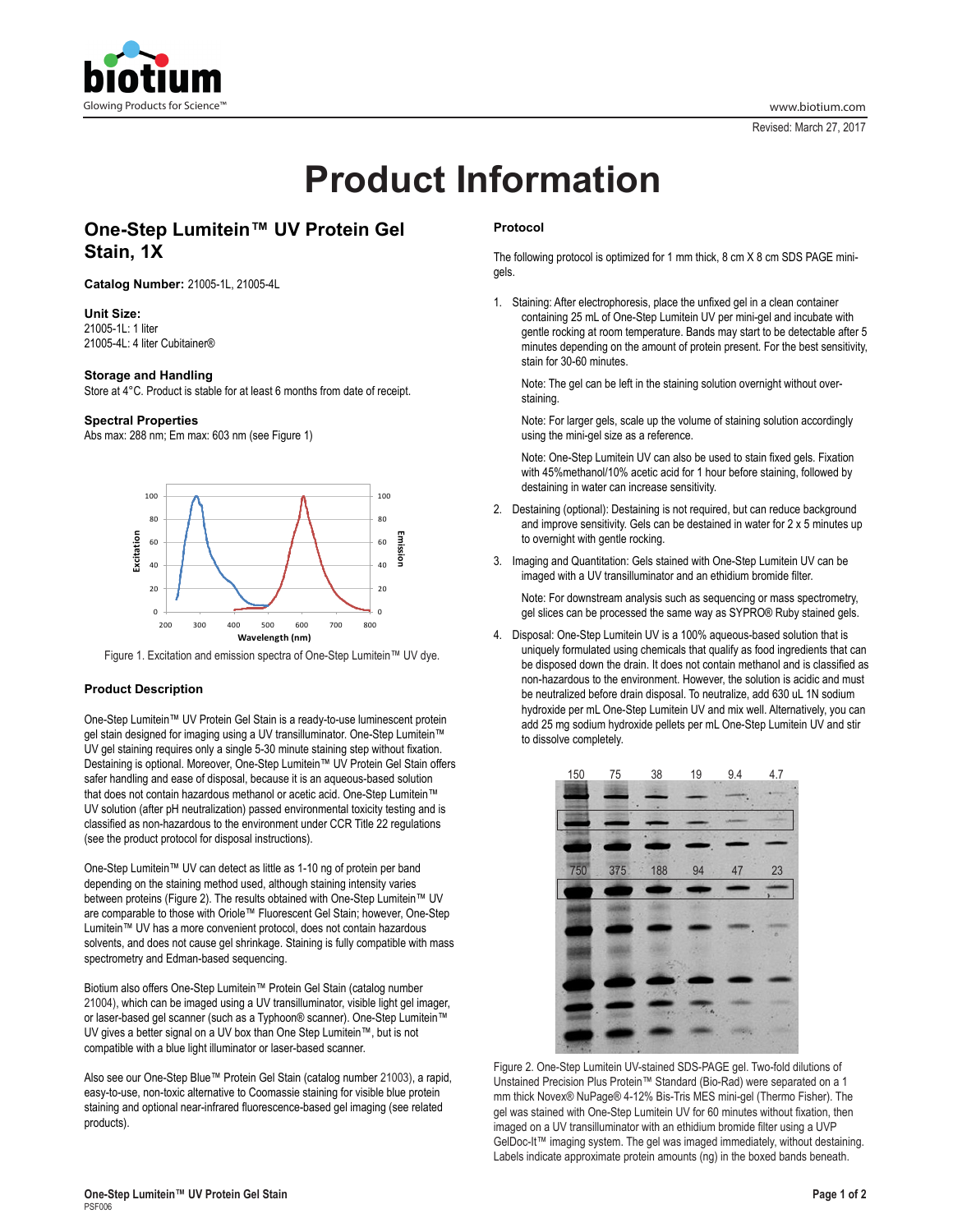# Product Information

## One-Step Lumitein™ UV Protein Gel Stain, 1X

**Catalog Number:** 21005-1L, 21005-4L

**Unit Size:**
21005-1L: 1 liter
21005-4L: 4 liter Cubitainer®

### Storage and Handling

Store at 4°C. Product is stable for at least 6 months from date of receipt.

### Spectral Properties

Abs max: 288 nm; Em max: 603 nm (see Figure 1)

Figure 1. Excitation and emission spectra of One-Step Lumitein™ UV dye.

### Product Description

One-Step Lumitein™ UV Protein Gel Stain is a ready-to-use luminescent protein gel stain designed for imaging using a UV transilluminator. One-Step Lumitein™ UV gel staining requires only a single 5-30 minute staining step without fixation. Destaining is optional. Moreover, One-Step Lumitein™ UV Protein Gel Stain offers safer handling and ease of disposal, because it is an aqueous-based solution that does not contain hazardous methanol or acetic acid. One-Step Lumitein™ UV solution (after pH neutralization) passed environmental toxicity testing and is classified as non-hazardous to the environment under CCR Title 22 regulations (see the product protocol for disposal instructions).

One-Step Lumitein™ UV can detect as little as 1-10 ng of protein per band depending on the staining method used, although staining intensity varies between proteins (Figure 2). The results obtained with One-Step Lumitein™ UV are comparable to those with Oriole™ Fluorescent Gel Stain; however, One-Step Lumitein™ UV has a more convenient protocol, does not contain hazardous solvents, and does not cause gel shrinkage. Staining is fully compatible with mass spectrometry and Edman-based sequencing.

Biotium also offers One-Step Lumitein™ Protein Gel Stain (catalog number 21004), which can be imaged using a UV transilluminator, visible light gel imager, or laser-based gel scanner (such as a Typhoon® scanner). One-Step Lumitein™ UV gives a better signal on a UV box than One Step Lumitein™, but is not compatible with a blue light illuminator or laser-based scanner.

Also see our One-Step Blue™ Protein Gel Stain (catalog number 21003), a rapid, easy-to-use, non-toxic alternative to Coomassie staining for visible blue protein staining and optional near-infrared fluorescence-based gel imaging (see related products).

### Protocol

The following protocol is optimized for 1 mm thick, 8 cm X 8 cm SDS PAGE mini-gels.

1. Staining: After electrophoresis, place the unfixed gel in a clean container containing 25 mL of One-Step Lumitein UV per mini-gel and incubate with gentle rocking at room temperature. Bands may start to be detectable after 5 minutes depending on the amount of protein present. For the best sensitivity, stain for 30-60 minutes.

   Note: The gel can be left in the staining solution overnight without over-staining.

   Note: For larger gels, scale up the volume of staining solution accordingly using the mini-gel size as a reference.

   Note: One-Step Lumitein UV can also be used to stain fixed gels. Fixation with 45%methanol/10% acetic acid for 1 hour before staining, followed by destaining in water can increase sensitivity.

2. Destaining (optional): Destaining is not required, but can reduce background and improve sensitivity. Gels can be destained in water for 2 x 5 minutes up to overnight with gentle rocking.

3. Imaging and Quantitation: Gels stained with One-Step Lumitein UV can be imaged with a UV transilluminator and an ethidium bromide filter.

   Note: For downstream analysis such as sequencing or mass spectrometry, gel slices can be processed the same way as SYPRO® Ruby stained gels.

4. Disposal: One-Step Lumitein UV is a 100% aqueous-based solution that is uniquely formulated using chemicals that qualify as food ingredients that can be disposed down the drain. It does not contain methanol and is classified as non-hazardous to the environment. However, the solution is acidic and must be neutralized before drain disposal. To neutralize, add 630 uL 1N sodium hydroxide per mL One-Step Lumitein UV and mix well. Alternatively, you can add 25 mg sodium hydroxide pellets per mL One-Step Lumitein UV and stir to dissolve completely.

Figure 2. One-Step Lumitein UV-stained SDS-PAGE gel. Two-fold dilutions of Unstained Precision Plus Protein™ Standard (Bio-Rad) were separated on a 1 mm thick Novex® NuPage® 4-12% Bis-Tris MES mini-gel (Thermo Fisher). The gel was stained with One-Step Lumitein UV for 60 minutes without fixation, then imaged on a UV transilluminator with an ethidium bromide filter using a UVP GelDoc-It™ imaging system. The gel was imaged immediately, without destaining. Labels indicate approximate protein amounts (ng) in the boxed bands beneath.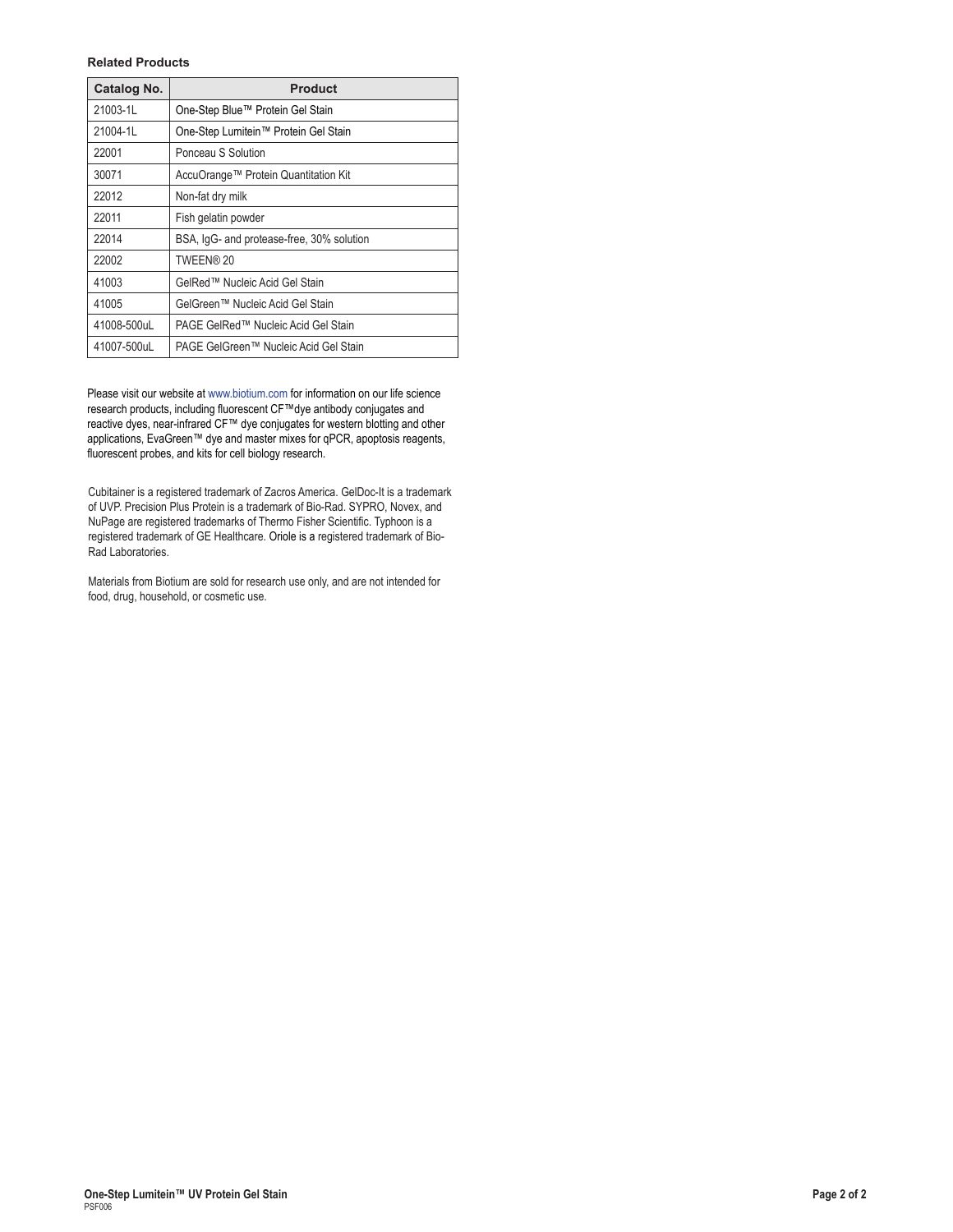### Related Products

| Catalog No. | Product |
|---|---|
| 21003-1L | One-Step Blue™ Protein Gel Stain |
| 21004-1L | One-Step Lumitein™ Protein Gel Stain |
| 22001 | Ponceau S Solution |
| 30071 | AccuOrange™ Protein Quantitation Kit |
| 22012 | Non-fat dry milk |
| 22011 | Fish gelatin powder |
| 22014 | BSA, IgG- and protease-free, 30% solution |
| 22002 | TWEEN® 20 |
| 41003 | GelRed™ Nucleic Acid Gel Stain |
| 41005 | GelGreen™ Nucleic Acid Gel Stain |
| 41008-500uL | PAGE GelRed™ Nucleic Acid Gel Stain |
| 41007-500uL | PAGE GelGreen™ Nucleic Acid Gel Stain |

Please visit our website at www.biotium.com for information on our life science research products, including fluorescent CF™dye antibody conjugates and reactive dyes, near-infrared CF™ dye conjugates for western blotting and other applications, EvaGreen™ dye and master mixes for qPCR, apoptosis reagents, fluorescent probes, and kits for cell biology research.

Cubitainer is a registered trademark of Zacros America. GelDoc-It is a trademark of UVP. Precision Plus Protein is a trademark of Bio-Rad. SYPRO, Novex, and NuPage are registered trademarks of Thermo Fisher Scientific. Typhoon is a registered trademark of GE Healthcare. Oriole is a registered trademark of Bio-Rad Laboratories.

Materials from Biotium are sold for research use only, and are not intended for food, drug, household, or cosmetic use.